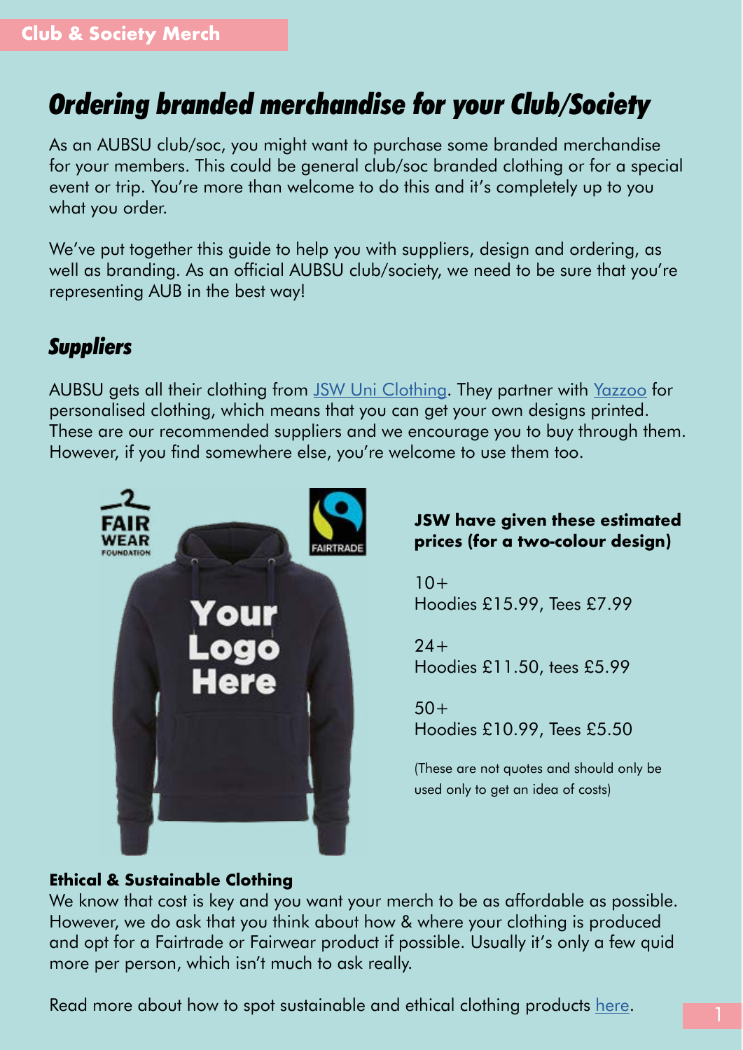Club & Society Merch

# Ordering branded merchandise for your Club/Society

As an AUBSU club/soc, you might want to purchase some branded merchandise for your members. This could be general club/soc branded clothing or for a special event or trip. You're more than welcome to do this and it's completely up to you what you order.

We've put together this guide to help you with suppliers, design and ordering, as well as branding. As an official AUBSU club/society, we need to be sure that you're representing AUB in the best way!

## Suppliers

AUBSU gets all their clothing from JSW Uni Clothing. They partner with Yazzoo for personalised clothing, which means that you can get your own designs printed. These are our recommended suppliers and we encourage you to buy through them. However, if you find somewhere else, you're welcome to use them too.

**JSW have given these estimated prices (for a two-colour design)**

10+
Hoodies £15.99, Tees £7.99

24+
Hoodies £11.50, tees £5.99

50+
Hoodies £10.99, Tees £5.50

(These are not quotes and should only be used only to get an idea of costs)

**Ethical & Sustainable Clothing**

We know that cost is key and you want your merch to be as affordable as possible. However, we do ask that you think about how & where your clothing is produced and opt for a Fairtrade or Fairwear product if possible. Usually it's only a few quid more per person, which isn't much to ask really.

Read more about how to spot sustainable and ethical clothing products here.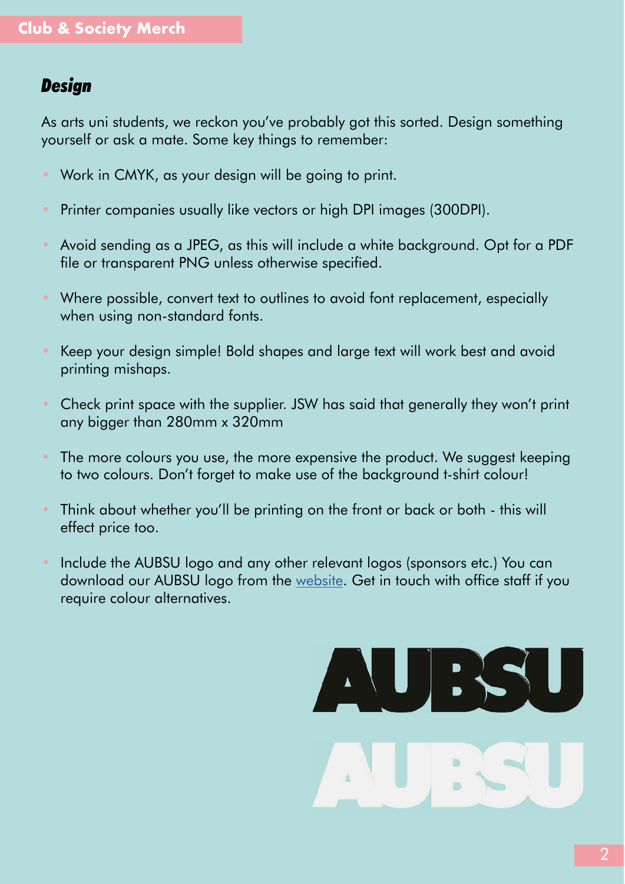## Club & Society Merch

### *Design*

As arts uni students, we reckon you've probably got this sorted. Design something yourself or ask a mate. Some key things to remember:

- Work in CMYK, as your design will be going to print.
- Printer companies usually like vectors or high DPI images (300DPI).
- Avoid sending as a JPEG, as this will include a white background. Opt for a PDF file or transparent PNG unless otherwise specified.
- Where possible, convert text to outlines to avoid font replacement, especially when using non-standard fonts.
- Keep your design simple! Bold shapes and large text will work best and avoid printing mishaps.
- Check print space with the supplier. JSW has said that generally they won't print any bigger than 280mm x 320mm
- The more colours you use, the more expensive the product. We suggest keeping to two colours. Don't forget to make use of the background t-shirt colour!
- Think about whether you'll be printing on the front or back or both - this will effect price too.
- Include the AUBSU logo and any other relevant logos (sponsors etc.) You can download our AUBSU logo from the website. Get in touch with office staff if you require colour alternatives.

AUBSU

AUBSU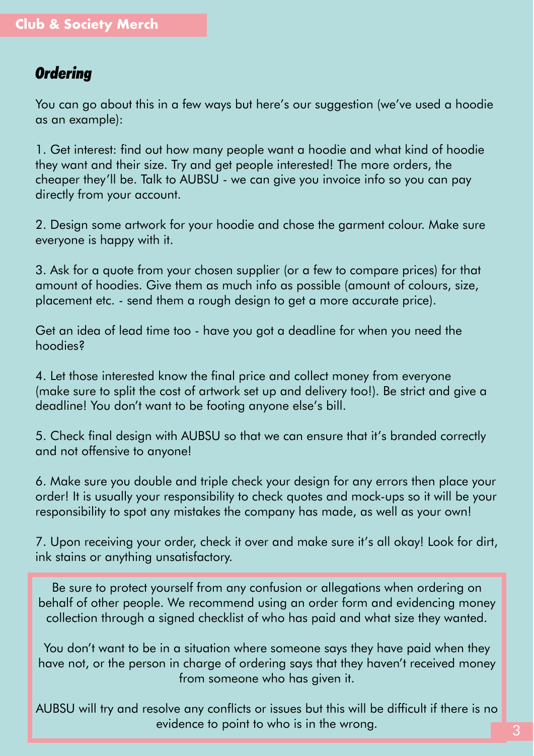Club & Society Merch

## *Ordering*

You can go about this in a few ways but here's our suggestion (we've used a hoodie as an example):

1. Get interest: find out how many people want a hoodie and what kind of hoodie they want and their size. Try and get people interested! The more orders, the cheaper they'll be. Talk to AUBSU - we can give you invoice info so you can pay directly from your account.

2. Design some artwork for your hoodie and chose the garment colour. Make sure everyone is happy with it.

3. Ask for a quote from your chosen supplier (or a few to compare prices) for that amount of hoodies. Give them as much info as possible (amount of colours, size, placement etc. - send them a rough design to get a more accurate price).

   Get an idea of lead time too - have you got a deadline for when you need the hoodies?

4. Let those interested know the final price and collect money from everyone (make sure to split the cost of artwork set up and delivery too!). Be strict and give a deadline! You don't want to be footing anyone else's bill.

5. Check final design with AUBSU so that we can ensure that it's branded correctly and not offensive to anyone!

6. Make sure you double and triple check your design for any errors then place your order! It is usually your responsibility to check quotes and mock-ups so it will be your responsibility to spot any mistakes the company has made, as well as your own!

7. Upon receiving your order, check it over and make sure it's all okay! Look for dirt, ink stains or anything unsatisfactory.

> Be sure to protect yourself from any confusion or allegations when ordering on behalf of other people. We recommend using an order form and evidencing money collection through a signed checklist of who has paid and what size they wanted.
>
> You don't want to be in a situation where someone says they have paid when they have not, or the person in charge of ordering says that they haven't received money from someone who has given it.
>
> AUBSU will try and resolve any conflicts or issues but this will be difficult if there is no evidence to point to who is in the wrong.